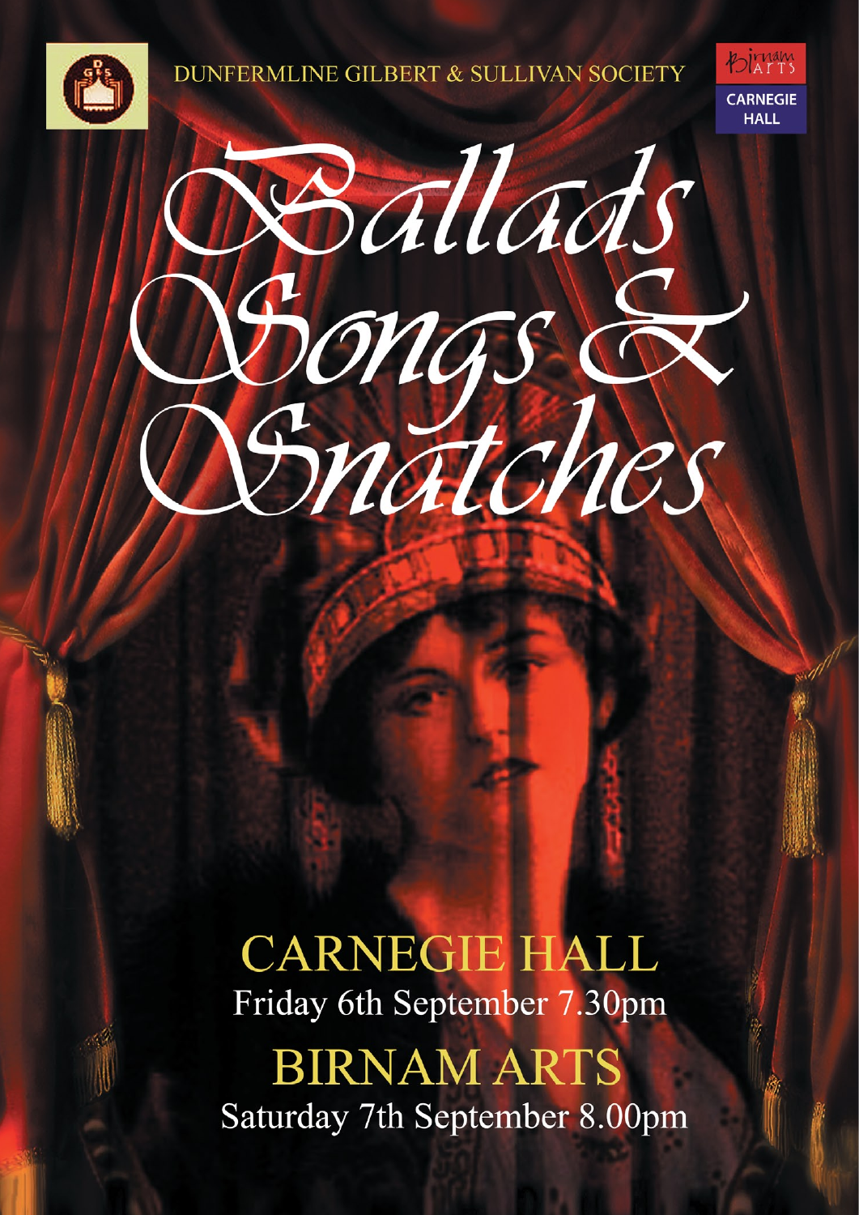DUNFERMLINE GILBERT & SULLIVAN SOCIETY

Birnam ARTS

CARNEGIE HALL

# Ballads Songs & Snatches

## CARNEGIE HALL

Friday 6th September 7.30pm

## BIRNAM ARTS

Saturday 7th September 8.00pm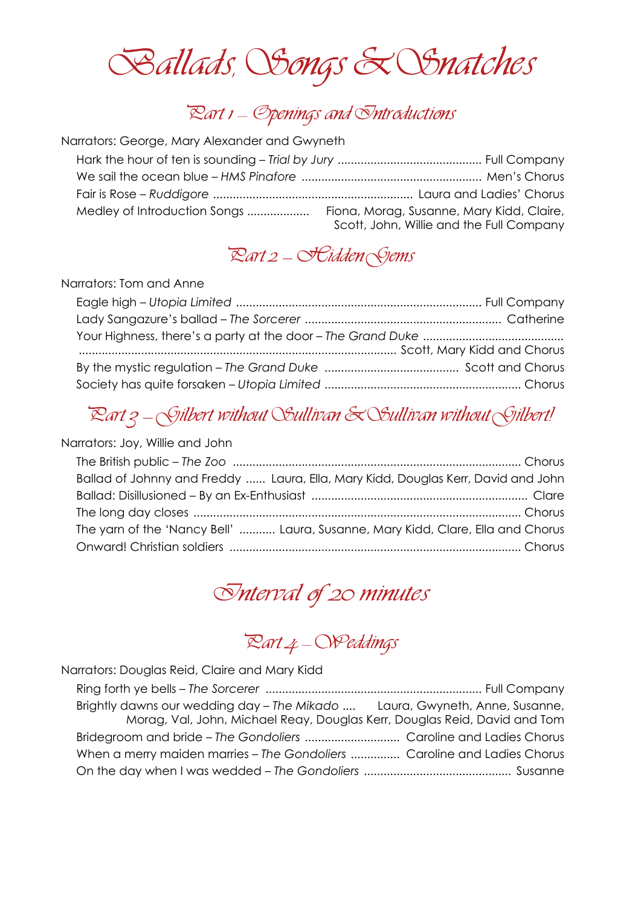# Ballads, Songs & Snatches

## Part 1 – Openings and Introductions

Narrators: George, Mary Alexander and Gwyneth

- Hark the hour of ten is sounding – *Trial by Jury* ............................................ Full Company
- We sail the ocean blue – *HMS Pinafore* ....................................................... Men's Chorus
- Fair is Rose – *Ruddigore* ............................................................ Laura and Ladies' Chorus
- Medley of Introduction Songs ................... Fiona, Morag, Susanne, Mary Kidd, Claire, Scott, John, Willie and the Full Company

## Part 2 – Hidden Gems

Narrators: Tom and Anne

- Eagle high – *Utopia Limited* .......................................................................... Full Company
- Lady Sangazure's ballad – *The Sorcerer* ........................................................... Catherine
- Your Highness, there's a party at the door – *The Grand Duke* ................................................................................................................ Scott, Mary Kidd and Chorus
- By the mystic regulation – *The Grand Duke* ......................................... Scott and Chorus
- Society has quite forsaken – *Utopia Limited* ........................................................... Chorus

## Part 3 – Gilbert without Sullivan & Sullivan without Gilbert!

Narrators: Joy, Willie and John

- The British public – *The Zoo* ........................................................................................ Chorus
- Ballad of Johnny and Freddy ...... Laura, Ella, Mary Kidd, Douglas Kerr, David and John
- Ballad: Disillusioned – By an Ex-Enthusiast .................................................................. Clare
- The long day closes .................................................................................................... Chorus
- The yarn of the 'Nancy Bell' ........... Laura, Susanne, Mary Kidd, Clare, Ella and Chorus
- Onward! Christian soldiers ........................................................................................ Chorus

## Interval of 20 minutes

## Part 4 – Weddings

Narrators: Douglas Reid, Claire and Mary Kidd

- Ring forth ye bells – *The Sorcerer* ................................................................. Full Company
- Brightly dawns our wedding day – *The Mikado* .... Laura, Gwyneth, Anne, Susanne, Morag, Val, John, Michael Reay, Douglas Kerr, Douglas Reid, David and Tom
- Bridegroom and bride – *The Gondoliers* ............................. Caroline and Ladies Chorus
- When a merry maiden marries – *The Gondoliers* ............... Caroline and Ladies Chorus
- On the day when I was wedded – *The Gondoliers* ............................................ Susanne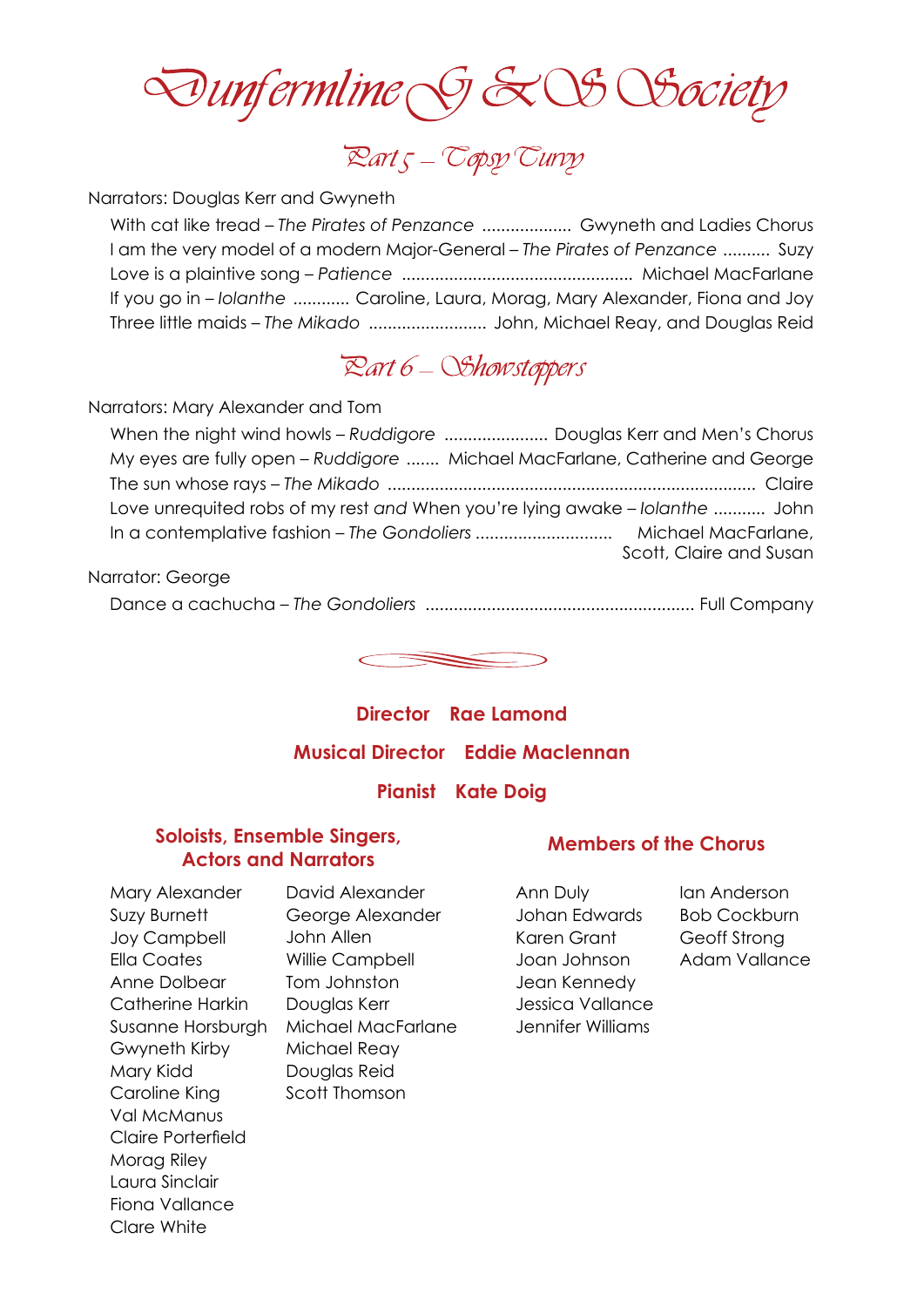# Dunfermline G & S Society

## Part 5 – Topsy Turvy

Narrators: Douglas Kerr and Gwyneth

- With cat like tread – *The Pirates of Penzance* .................. Gwyneth and Ladies Chorus
- I am the very model of a modern Major-General – *The Pirates of Penzance* .......... Suzy
- Love is a plaintive song – *Patience* ................................................ Michael MacFarlane
- If you go in – *Iolanthe* ............ Caroline, Laura, Morag, Mary Alexander, Fiona and Joy
- Three little maids – *The Mikado* ........................ John, Michael Reay, and Douglas Reid

## Part 6 – Showstoppers

Narrators: Mary Alexander and Tom

- When the night wind howls – *Ruddigore* ...................... Douglas Kerr and Men's Chorus
- My eyes are fully open – *Ruddigore* ....... Michael MacFarlane, Catherine and George
- The sun whose rays – *The Mikado* ............................................................................. Claire
- Love unrequited robs of my rest *and* When you're lying awake – *Iolanthe* ........... John
- In a contemplative fashion – *The Gondoliers* ............................ Michael MacFarlane, Scott, Claire and Susan

Narrator: George

- Dance a cachucha – *The Gondoliers* ........................................................ Full Company

**Director** **Rae Lamond**

**Musical Director** **Eddie Maclennan**

**Pianist** **Kate Doig**

### Soloists, Ensemble Singers, Actors and Narrators

Mary Alexander
Suzy Burnett
Joy Campbell
Ella Coates
Anne Dolbear
Catherine Harkin
Susanne Horsburgh
Gwyneth Kirby
Mary Kidd
Caroline King
Val McManus
Claire Porterfield
Morag Riley
Laura Sinclair
Fiona Vallance
Clare White

David Alexander
George Alexander
John Allen
Willie Campbell
Tom Johnston
Douglas Kerr
Michael MacFarlane
Michael Reay
Douglas Reid
Scott Thomson

### Members of the Chorus

Ann Duly
Johan Edwards
Karen Grant
Joan Johnson
Jean Kennedy
Jessica Vallance
Jennifer Williams

Ian Anderson
Bob Cockburn
Geoff Strong
Adam Vallance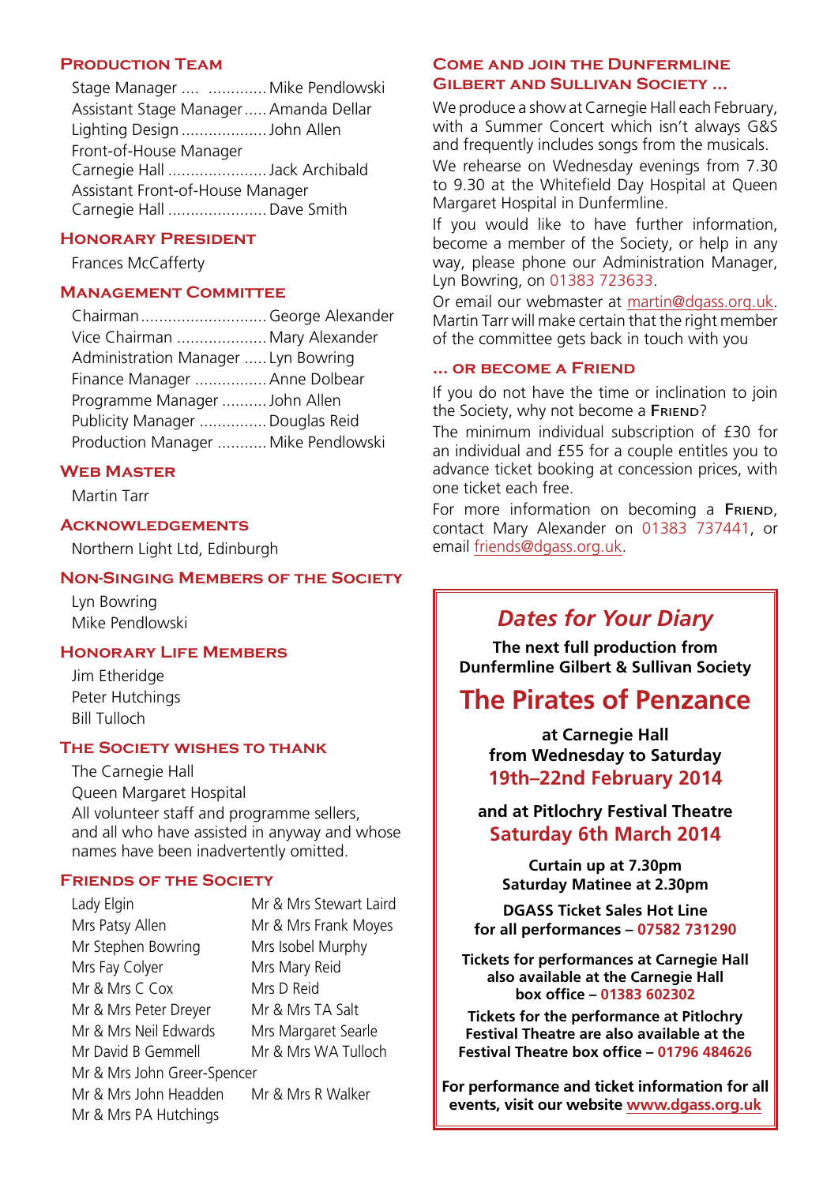## Production Team

Stage Manager .... ............. Mike Pendlowski
Assistant Stage Manager ..... Amanda Dellar
Lighting Design ................... John Allen
Front-of-House Manager
Carnegie Hall ...................... Jack Archibald
Assistant Front-of-House Manager
Carnegie Hall ...................... Dave Smith

## Honorary President

Frances McCafferty

## Management Committee

Chairman ............................ George Alexander
Vice Chairman .................... Mary Alexander
Administration Manager ..... Lyn Bowring
Finance Manager ................ Anne Dolbear
Programme Manager .......... John Allen
Publicity Manager ............... Douglas Reid
Production Manager ........... Mike Pendlowski

## Web Master

Martin Tarr

## Acknowledgements

Northern Light Ltd, Edinburgh

## Non-Singing Members of the Society

Lyn Bowring
Mike Pendlowski

## Honorary Life Members

Jim Etheridge
Peter Hutchings
Bill Tulloch

## The Society wishes to thank

The Carnegie Hall
Queen Margaret Hospital
All volunteer staff and programme sellers, and all who have assisted in anyway and whose names have been inadvertently omitted.

## Friends of the Society

| | |
|---|---|
| Lady Elgin | Mr & Mrs Stewart Laird |
| Mrs Patsy Allen | Mr & Mrs Frank Moyes |
| Mr Stephen Bowring | Mrs Isobel Murphy |
| Mrs Fay Colyer | Mrs Mary Reid |
| Mr & Mrs C Cox | Mrs D Reid |
| Mr & Mrs Peter Dreyer | Mr & Mrs TA Salt |
| Mr & Mrs Neil Edwards | Mrs Margaret Searle |
| Mr David B Gemmell | Mr & Mrs WA Tulloch |
| Mr & Mrs John Greer-Spencer | |
| Mr & Mrs John Headden | Mr & Mrs R Walker |
| Mr & Mrs PA Hutchings | |

## Come and join the Dunfermline Gilbert and Sullivan Society ...

We produce a show at Carnegie Hall each February, with a Summer Concert which isn't always G&S and frequently includes songs from the musicals.

We rehearse on Wednesday evenings from 7.30 to 9.30 at the Whitefield Day Hospital at Queen Margaret Hospital in Dunfermline.

If you would like to have further information, become a member of the Society, or help in any way, please phone our Administration Manager, Lyn Bowring, on 01383 723633.

Or email our webmaster at martin@dgass.org.uk. Martin Tarr will make certain that the right member of the committee gets back in touch with you

## ... or become a Friend

If you do not have the time or inclination to join the Society, why not become a Friend?

The minimum individual subscription of £30 for an individual and £55 for a couple entitles you to advance ticket booking at concession prices, with one ticket each free.

For more information on becoming a Friend, contact Mary Alexander on 01383 737441, or email friends@dgass.org.uk.

## *Dates for Your Diary*

**The next full production from Dunfermline Gilbert & Sullivan Society**

# The Pirates of Penzance

**at Carnegie Hall from Wednesday to Saturday**
**19th–22nd February 2014**

**and at Pitlochry Festival Theatre**
**Saturday 6th March 2014**

**Curtain up at 7.30pm**
**Saturday Matinee at 2.30pm**

**DGASS Ticket Sales Hot Line for all performances – 07582 731290**

**Tickets for performances at Carnegie Hall also available at the Carnegie Hall box office – 01383 602302**

**Tickets for the performance at Pitlochry Festival Theatre are also available at the Festival Theatre box office – 01796 484626**

**For performance and ticket information for all events, visit our website www.dgass.org.uk**